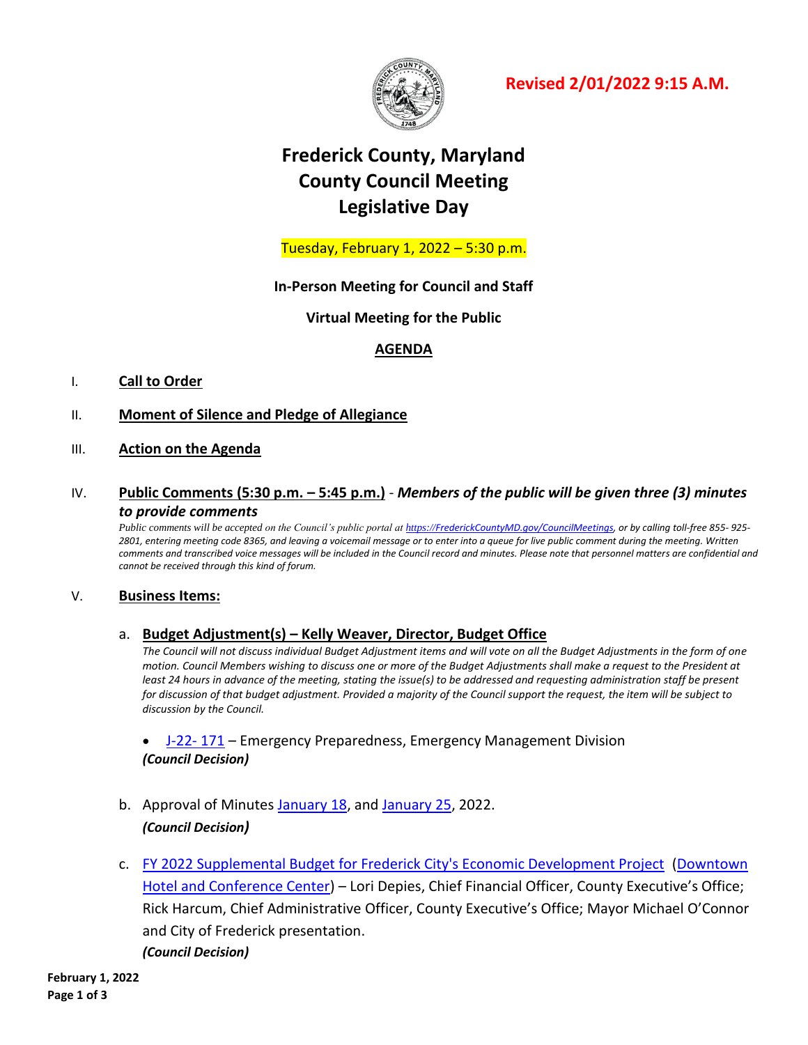**Revised 2/01/2022 9:15 A.M.**

# Frederick County, Maryland
# County Council Meeting
# Legislative Day

Tuesday, February 1, 2022 – 5:30 p.m.

**In-Person Meeting for Council and Staff**

**Virtual Meeting for the Public**

**AGENDA**

I. **Call to Order**

II. **Moment of Silence and Pledge of Allegiance**

III. **Action on the Agenda**

IV. **Public Comments (5:30 p.m. – 5:45 p.m.)** - ***Members of the public will be given three (3) minutes to provide comments***

*Public comments will be accepted on the Council's public portal at https://FrederickCountyMD.gov/CouncilMeetings, or by calling toll-free 855- 925-2801, entering meeting code 8365, and leaving a voicemail message or to enter into a queue for live public comment during the meeting. Written comments and transcribed voice messages will be included in the Council record and minutes. Please note that personnel matters are confidential and cannot be received through this kind of forum.*

V. **Business Items:**

a. **Budget Adjustment(s) – Kelly Weaver, Director, Budget Office**

*The Council will not discuss individual Budget Adjustment items and will vote on all the Budget Adjustments in the form of one motion. Council Members wishing to discuss one or more of the Budget Adjustments shall make a request to the President at least 24 hours in advance of the meeting, stating the issue(s) to be addressed and requesting administration staff be present for discussion of that budget adjustment. Provided a majority of the Council support the request, the item will be subject to discussion by the Council.*

- J-22- 171 – Emergency Preparedness, Emergency Management Division

***(Council Decision)***

b. Approval of Minutes January 18, and January 25, 2022.

***(Council Decision)***

c. FY 2022 Supplemental Budget for Frederick City's Economic Development Project (Downtown Hotel and Conference Center) – Lori Depies, Chief Financial Officer, County Executive's Office; Rick Harcum, Chief Administrative Officer, County Executive's Office; Mayor Michael O'Connor and City of Frederick presentation.

***(Council Decision)***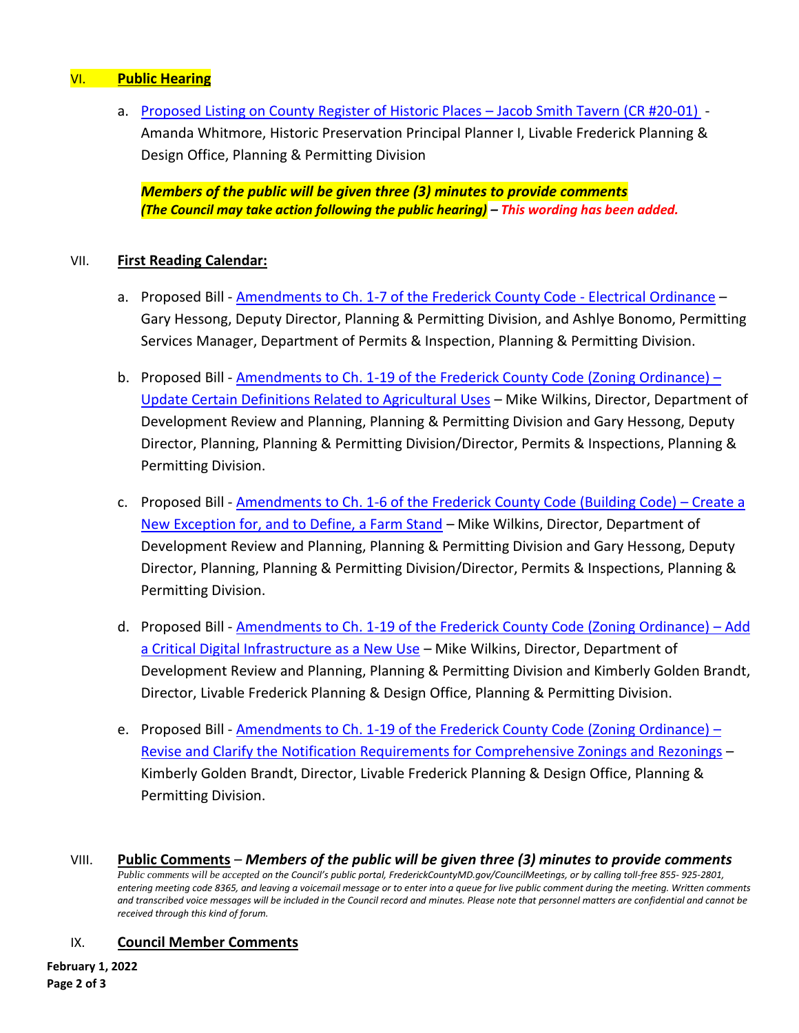## VI. **Public Hearing**

a. Proposed Listing on County Register of Historic Places – Jacob Smith Tavern (CR #20-01) - Amanda Whitmore, Historic Preservation Principal Planner I, Livable Frederick Planning & Design Office, Planning & Permitting Division

***Members of the public will be given three (3) minutes to provide comments***
***(The Council may take action following the public hearing)*** – ***This wording has been added.***

## VII. **First Reading Calendar:**

a. Proposed Bill - Amendments to Ch. 1-7 of the Frederick County Code - Electrical Ordinance – Gary Hessong, Deputy Director, Planning & Permitting Division, and Ashlye Bonomo, Permitting Services Manager, Department of Permits & Inspection, Planning & Permitting Division.

b. Proposed Bill - Amendments to Ch. 1-19 of the Frederick County Code (Zoning Ordinance) – Update Certain Definitions Related to Agricultural Uses – Mike Wilkins, Director, Department of Development Review and Planning, Planning & Permitting Division and Gary Hessong, Deputy Director, Planning, Planning & Permitting Division/Director, Permits & Inspections, Planning & Permitting Division.

c. Proposed Bill - Amendments to Ch. 1-6 of the Frederick County Code (Building Code) – Create a New Exception for, and to Define, a Farm Stand – Mike Wilkins, Director, Department of Development Review and Planning, Planning & Permitting Division and Gary Hessong, Deputy Director, Planning, Planning & Permitting Division/Director, Permits & Inspections, Planning & Permitting Division.

d. Proposed Bill - Amendments to Ch. 1-19 of the Frederick County Code (Zoning Ordinance) – Add a Critical Digital Infrastructure as a New Use – Mike Wilkins, Director, Department of Development Review and Planning, Planning & Permitting Division and Kimberly Golden Brandt, Director, Livable Frederick Planning & Design Office, Planning & Permitting Division.

e. Proposed Bill - Amendments to Ch. 1-19 of the Frederick County Code (Zoning Ordinance) – Revise and Clarify the Notification Requirements for Comprehensive Zonings and Rezonings – Kimberly Golden Brandt, Director, Livable Frederick Planning & Design Office, Planning & Permitting Division.

## VIII. **Public Comments** – ***Members of the public will be given three (3) minutes to provide comments***

*Public comments will be accepted on the Council's public portal, FrederickCountyMD.gov/CouncilMeetings, or by calling toll-free 855- 925-2801, entering meeting code 8365, and leaving a voicemail message or to enter into a queue for live public comment during the meeting. Written comments and transcribed voice messages will be included in the Council record and minutes. Please note that personnel matters are confidential and cannot be received through this kind of forum.*

## IX. **Council Member Comments**

**February 1, 2022**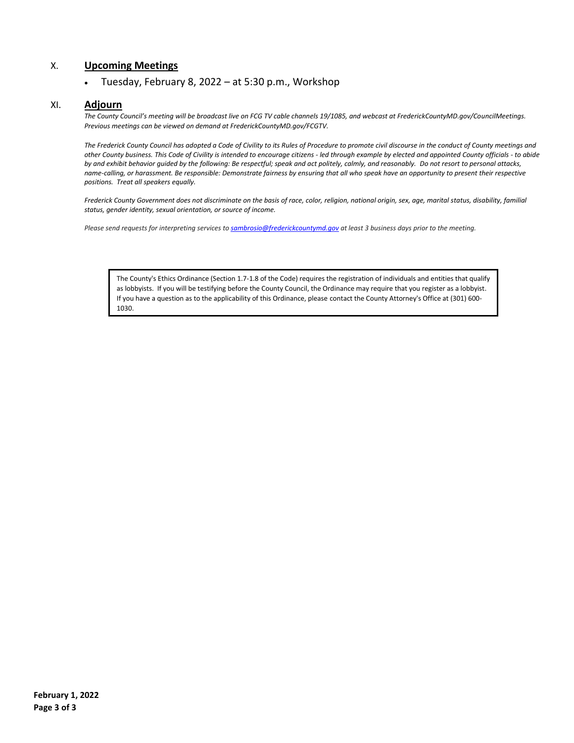## X. **Upcoming Meetings**

- Tuesday, February 8, 2022 – at 5:30 p.m., Workshop

## XI. **Adjourn**

*The County Council's meeting will be broadcast live on FCG TV cable channels 19/1085, and webcast at FrederickCountyMD.gov/CouncilMeetings. Previous meetings can be viewed on demand at FrederickCountyMD.gov/FCGTV.*

*The Frederick County Council has adopted a Code of Civility to its Rules of Procedure to promote civil discourse in the conduct of County meetings and other County business. This Code of Civility is intended to encourage citizens - led through example by elected and appointed County officials - to abide by and exhibit behavior guided by the following: Be respectful; speak and act politely, calmly, and reasonably. Do not resort to personal attacks, name-calling, or harassment. Be responsible: Demonstrate fairness by ensuring that all who speak have an opportunity to present their respective positions. Treat all speakers equally.*

*Frederick County Government does not discriminate on the basis of race, color, religion, national origin, sex, age, marital status, disability, familial status, gender identity, sexual orientation, or source of income.*

*Please send requests for interpreting services to [sambrosio@frederickcountymd.gov](mailto:sambrosio@frederickcountymd.gov) at least 3 business days prior to the meeting.*

> The County's Ethics Ordinance (Section 1.7-1.8 of the Code) requires the registration of individuals and entities that qualify as lobbyists. If you will be testifying before the County Council, the Ordinance may require that you register as a lobbyist. If you have a question as to the applicability of this Ordinance, please contact the County Attorney's Office at (301) 600-1030.

**February 1, 2022**